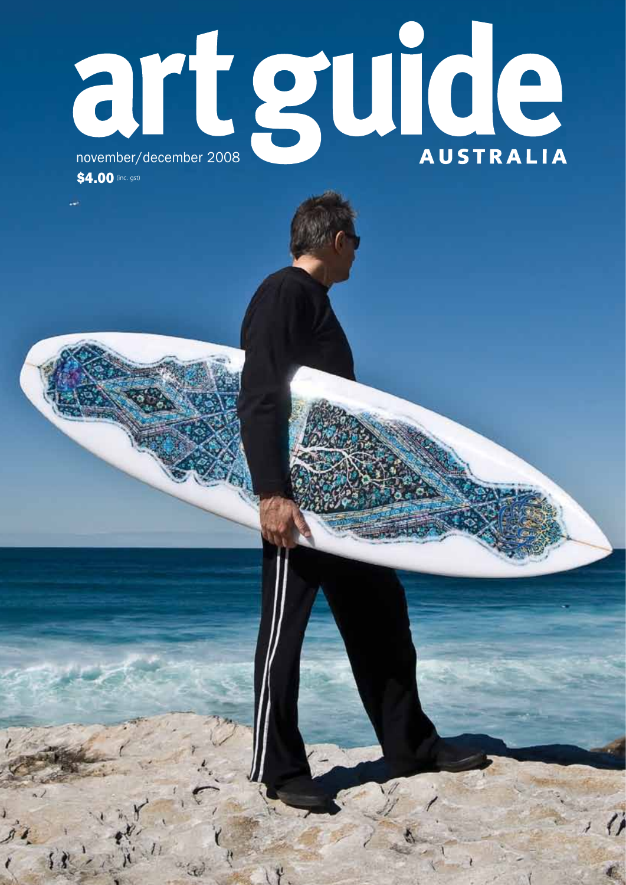# art guide AUSTRALIA

november/december 2008

**$4.00** (inc. gst)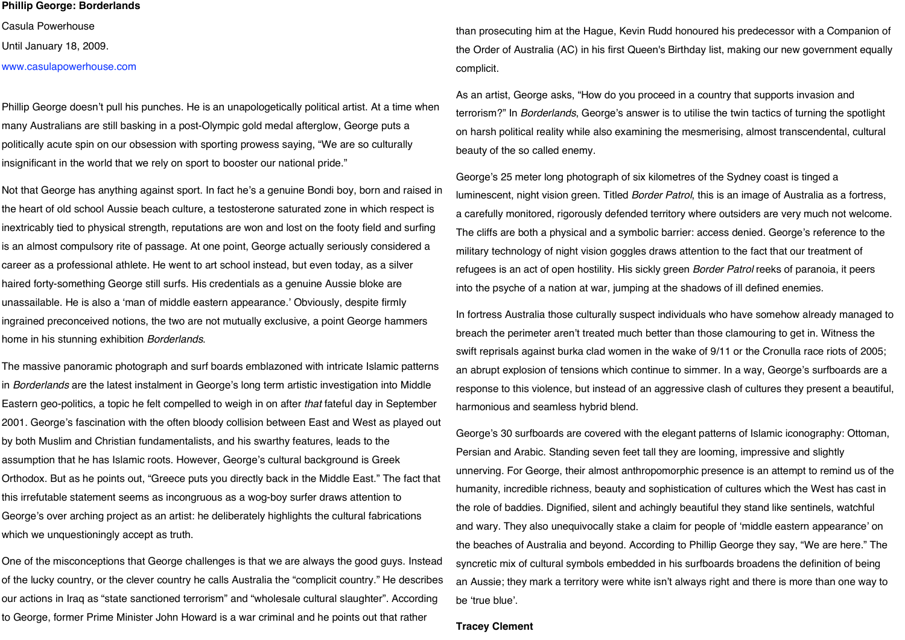**Phillip George: Borderlands**

Casula Powerhouse

Until January 18, 2009.

www.casulapowerhouse.com

Phillip George doesn't pull his punches. He is an unapologetically political artist. At a time when many Australians are still basking in a post-Olympic gold medal afterglow, George puts a politically acute spin on our obsession with sporting prowess saying, "We are so culturally insignificant in the world that we rely on sport to booster our national pride."

Not that George has anything against sport. In fact he's a genuine Bondi boy, born and raised in the heart of old school Aussie beach culture, a testosterone saturated zone in which respect is inextricably tied to physical strength, reputations are won and lost on the footy field and surfing is an almost compulsory rite of passage. At one point, George actually seriously considered a career as a professional athlete. He went to art school instead, but even today, as a silver haired forty-something George still surfs. His credentials as a genuine Aussie bloke are unassailable. He is also a 'man of middle eastern appearance.' Obviously, despite firmly ingrained preconceived notions, the two are not mutually exclusive, a point George hammers home in his stunning exhibition *Borderlands*.

The massive panoramic photograph and surf boards emblazoned with intricate Islamic patterns in *Borderlands* are the latest instalment in George's long term artistic investigation into Middle Eastern geo-politics, a topic he felt compelled to weigh in on after *that* fateful day in September 2001. George's fascination with the often bloody collision between East and West as played out by both Muslim and Christian fundamentalists, and his swarthy features, leads to the assumption that he has Islamic roots. However, George's cultural background is Greek Orthodox. But as he points out, "Greece puts you directly back in the Middle East." The fact that this irrefutable statement seems as incongruous as a wog-boy surfer draws attention to George's over arching project as an artist: he deliberately highlights the cultural fabrications which we unquestioningly accept as truth.

One of the misconceptions that George challenges is that we are always the good guys. Instead of the lucky country, or the clever country he calls Australia the "complicit country." He describes our actions in Iraq as "state sanctioned terrorism" and "wholesale cultural slaughter". According to George, former Prime Minister John Howard is a war criminal and he points out that rather than prosecuting him at the Hague, Kevin Rudd honoured his predecessor with a Companion of the Order of Australia (AC) in his first Queen's Birthday list, making our new government equally complicit.

As an artist, George asks, "How do you proceed in a country that supports invasion and terrorism?" In *Borderlands*, George's answer is to utilise the twin tactics of turning the spotlight on harsh political reality while also examining the mesmerising, almost transcendental, cultural beauty of the so called enemy.

George's 25 meter long photograph of six kilometres of the Sydney coast is tinged a luminescent, night vision green. Titled *Border Patrol*, this is an image of Australia as a fortress, a carefully monitored, rigorously defended territory where outsiders are very much not welcome. The cliffs are both a physical and a symbolic barrier: access denied. George's reference to the military technology of night vision goggles draws attention to the fact that our treatment of refugees is an act of open hostility. His sickly green *Border Patrol* reeks of paranoia, it peers into the psyche of a nation at war, jumping at the shadows of ill defined enemies.

In fortress Australia those culturally suspect individuals who have somehow already managed to breach the perimeter aren't treated much better than those clamouring to get in. Witness the swift reprisals against burka clad women in the wake of 9/11 or the Cronulla race riots of 2005; an abrupt explosion of tensions which continue to simmer. In a way, George's surfboards are a response to this violence, but instead of an aggressive clash of cultures they present a beautiful, harmonious and seamless hybrid blend.

George's 30 surfboards are covered with the elegant patterns of Islamic iconography: Ottoman, Persian and Arabic. Standing seven feet tall they are looming, impressive and slightly unnerving. For George, their almost anthropomorphic presence is an attempt to remind us of the humanity, incredible richness, beauty and sophistication of cultures which the West has cast in the role of baddies. Dignified, silent and achingly beautiful they stand like sentinels, watchful and wary. They also unequivocally stake a claim for people of 'middle eastern appearance' on the beaches of Australia and beyond. According to Phillip George they say, "We are here." The syncretic mix of cultural symbols embedded in his surfboards broadens the definition of being an Aussie; they mark a territory were white isn't always right and there is more than one way to be 'true blue'.

**Tracey Clement**